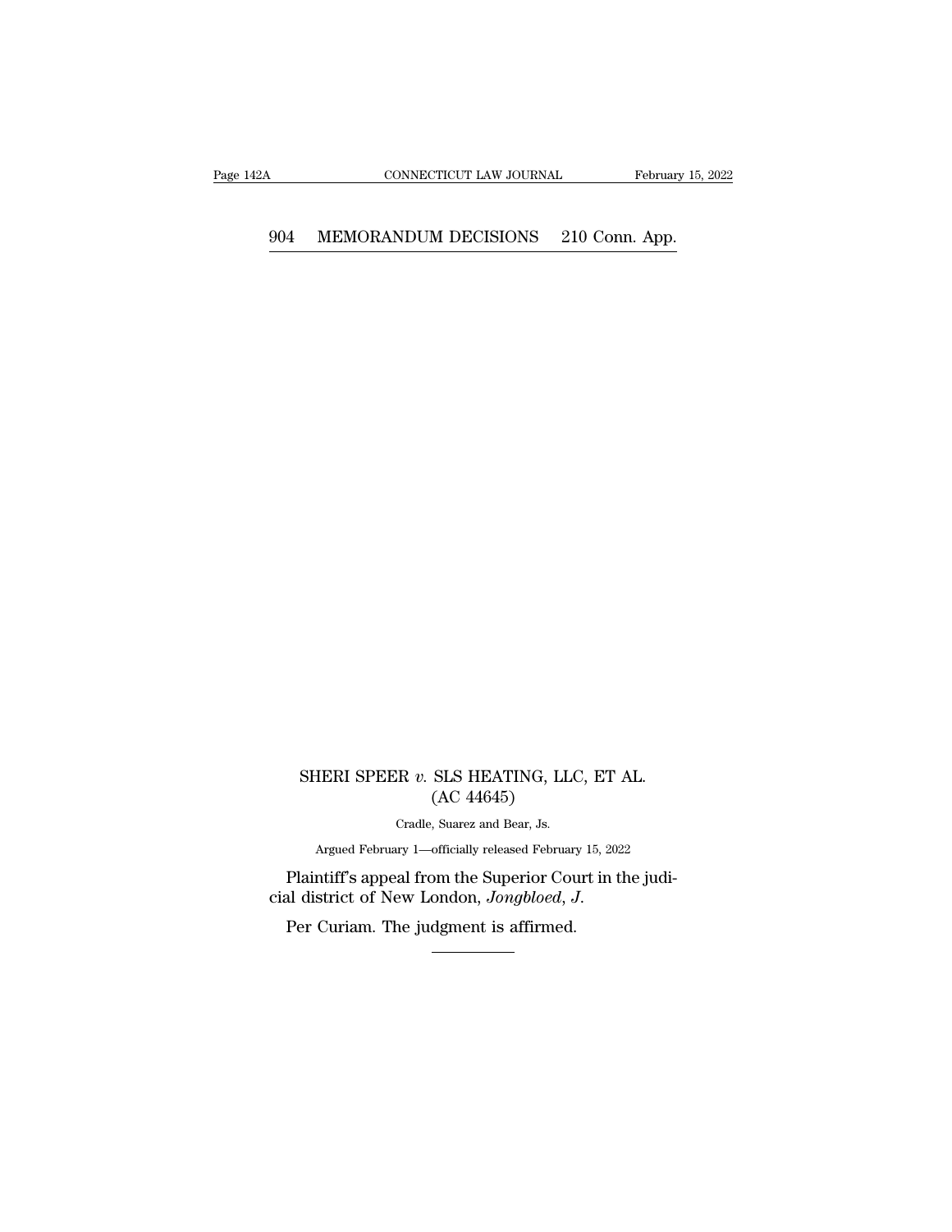SHERI SPEER *v.* SLS HEATING, LLC, ET AL.
(AC 44645)

Cradle, Suarez and Bear, Js.

Argued February 1—officially released February 15, 2022

Plaintiff's appeal from the Superior Court in the judicial district of New London, *Jongbloed, J.*

Per Curiam. The judgment is affirmed.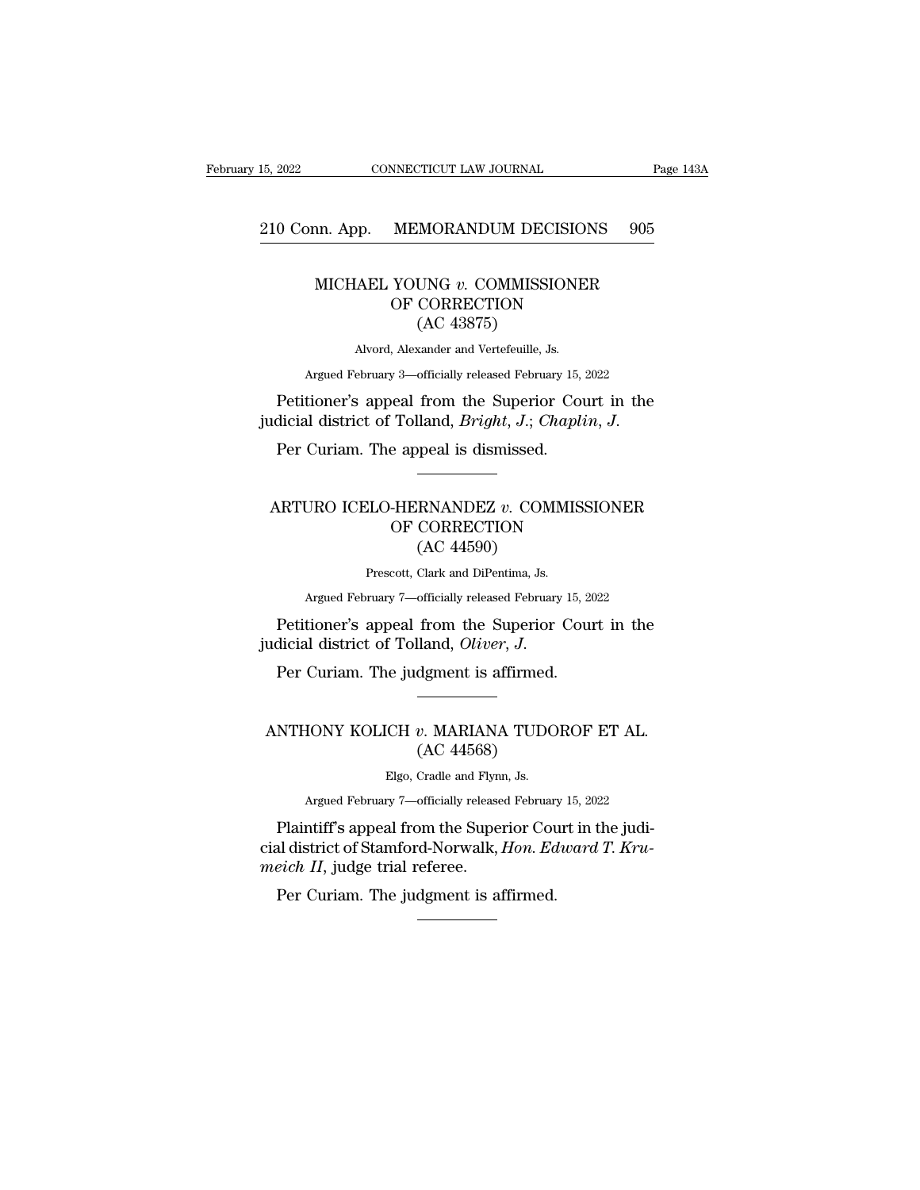## MICHAEL YOUNG *v.* COMMISSIONER OF CORRECTION (AC 43875)

Alvord, Alexander and Vertefeuille, Js.

Argued February 3—officially released February 15, 2022

Petitioner's appeal from the Superior Court in the judicial district of Tolland, *Bright, J.*; *Chaplin, J.*

Per Curiam. The appeal is dismissed.

---

## ARTURO ICELO-HERNANDEZ *v.* COMMISSIONER OF CORRECTION (AC 44590)

Prescott, Clark and DiPentima, Js.

Argued February 7—officially released February 15, 2022

Petitioner's appeal from the Superior Court in the judicial district of Tolland, *Oliver, J.*

Per Curiam. The judgment is affirmed.

---

## ANTHONY KOLICH *v.* MARIANA TUDOROF ET AL. (AC 44568)

Elgo, Cradle and Flynn, Js.

Argued February 7—officially released February 15, 2022

Plaintiff's appeal from the Superior Court in the judicial district of Stamford-Norwalk, *Hon. Edward T. Krumeich II*, judge trial referee.

Per Curiam. The judgment is affirmed.

---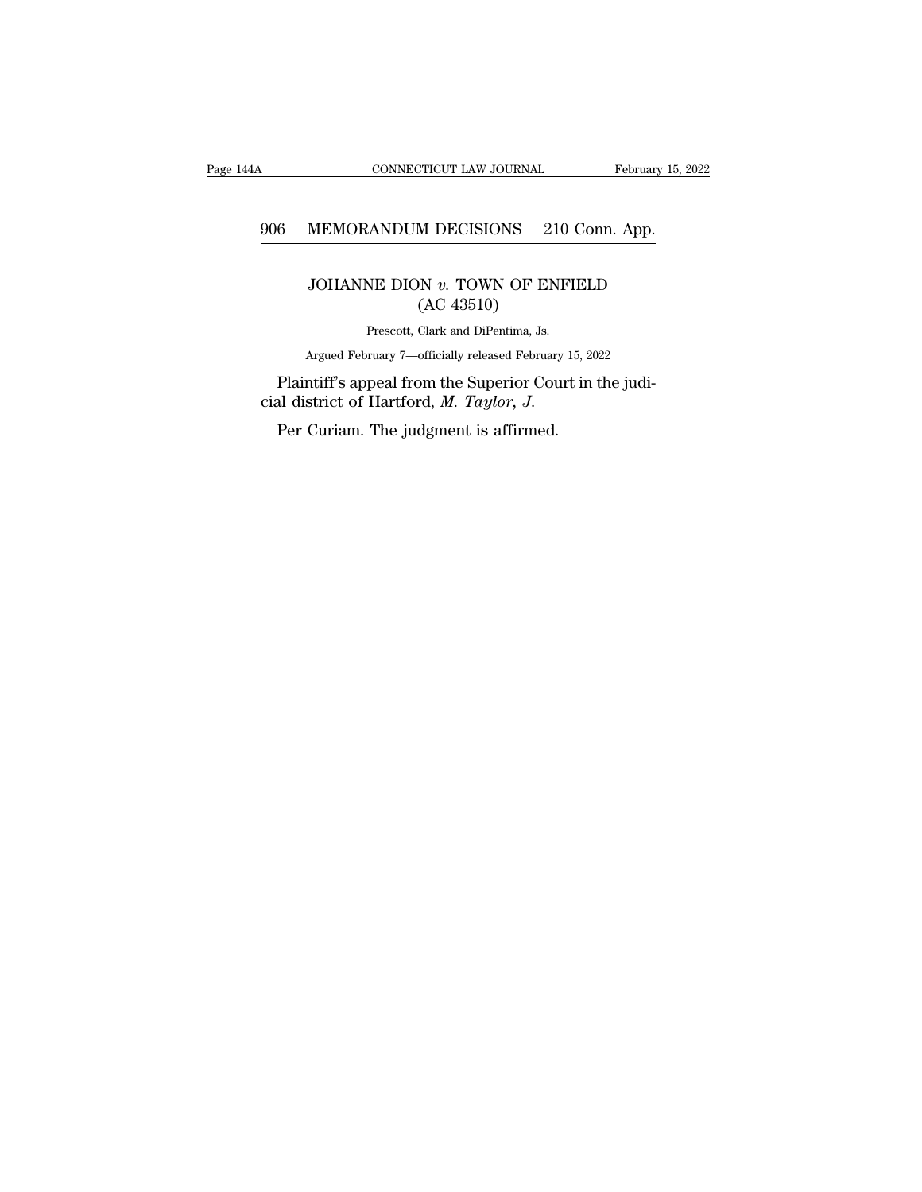# JOHANNE DION *v.* TOWN OF ENFIELD
(AC 43510)

Prescott, Clark and DiPentima, Js.

Argued February 7—officially released February 15, 2022

Plaintiff's appeal from the Superior Court in the judicial district of Hartford, *M. Taylor*, *J.*

Per Curiam. The judgment is affirmed.